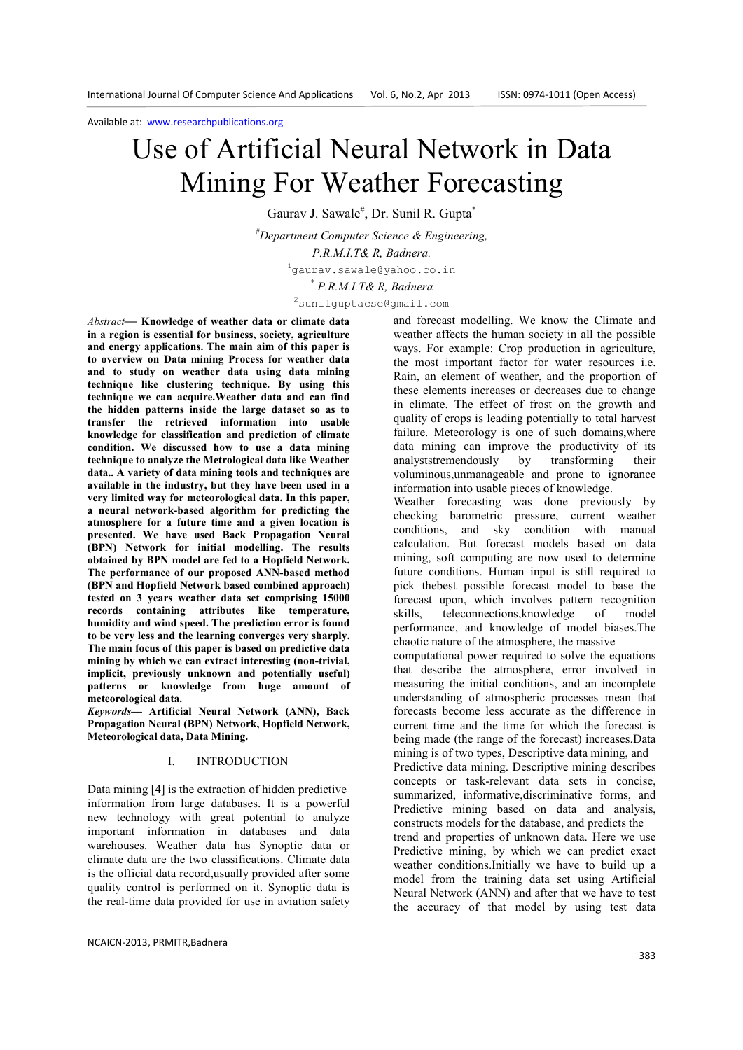Available at: www.researchpublications.org

# Use of Artificial Neural Network in Data Mining For Weather Forecasting

Gaurav J. Sawale[#], Dr. Sunil R. Gupta[*]

[#]*Department Computer Science & Engineering,*
*P.R.M.I.T& R, Badnera.*
[1]gaurav.sawale@yahoo.co.in
[*] *P.R.M.I.T& R, Badnera*
[2]sunilguptacse@gmail.com

*Abstract*— **Knowledge of weather data or climate data in a region is essential for business, society, agriculture and energy applications. The main aim of this paper is to overview on Data mining Process for weather data and to study on weather data using data mining technique like clustering technique. By using this technique we can acquire.Weather data and can find the hidden patterns inside the large dataset so as to transfer the retrieved information into usable knowledge for classification and prediction of climate condition. We discussed how to use a data mining technique to analyze the Metrological data like Weather data.. A variety of data mining tools and techniques are available in the industry, but they have been used in a very limited way for meteorological data. In this paper, a neural network-based algorithm for predicting the atmosphere for a future time and a given location is presented. We have used Back Propagation Neural (BPN) Network for initial modelling. The results obtained by BPN model are fed to a Hopfield Network. The performance of our proposed ANN-based method (BPN and Hopfield Network based combined approach) tested on 3 years weather data set comprising 15000 records containing attributes like temperature, humidity and wind speed. The prediction error is found to be very less and the learning converges very sharply. The main focus of this paper is based on predictive data mining by which we can extract interesting (non-trivial, implicit, previously unknown and potentially useful) patterns or knowledge from huge amount of meteorological data.**

***Keywords***— **Artificial Neural Network (ANN), Back Propagation Neural (BPN) Network, Hopfield Network, Meteorological data, Data Mining.**

## I. INTRODUCTION

Data mining [4] is the extraction of hidden predictive information from large databases. It is a powerful new technology with great potential to analyze important information in databases and data warehouses. Weather data has Synoptic data or climate data are the two classifications. Climate data is the official data record,usually provided after some quality control is performed on it. Synoptic data is the real-time data provided for use in aviation safety and forecast modelling. We know the Climate and weather affects the human society in all the possible ways. For example: Crop production in agriculture, the most important factor for water resources i.e. Rain, an element of weather, and the proportion of these elements increases or decreases due to change in climate. The effect of frost on the growth and quality of crops is leading potentially to total harvest failure. Meteorology is one of such domains,where data mining can improve the productivity of its analyststremendously by transforming their voluminous,unmanageable and prone to ignorance information into usable pieces of knowledge.

Weather forecasting was done previously by checking barometric pressure, current weather conditions, and sky condition with manual calculation. But forecast models based on data mining, soft computing are now used to determine future conditions. Human input is still required to pick thebest possible forecast model to base the forecast upon, which involves pattern recognition skills, teleconnections,knowledge of model performance, and knowledge of model biases.The chaotic nature of the atmosphere, the massive computational power required to solve the equations that describe the atmosphere, error involved in measuring the initial conditions, and an incomplete understanding of atmospheric processes mean that forecasts become less accurate as the difference in current time and the time for which the forecast is being made (the range of the forecast) increases.Data mining is of two types, Descriptive data mining, and Predictive data mining. Descriptive mining describes concepts or task-relevant data sets in concise, summarized, informative,discriminative forms, and Predictive mining based on data and analysis, constructs models for the database, and predicts the trend and properties of unknown data. Here we use Predictive mining, by which we can predict exact weather conditions.Initially we have to build up a model from the training data set using Artificial Neural Network (ANN) and after that we have to test the accuracy of that model by using test data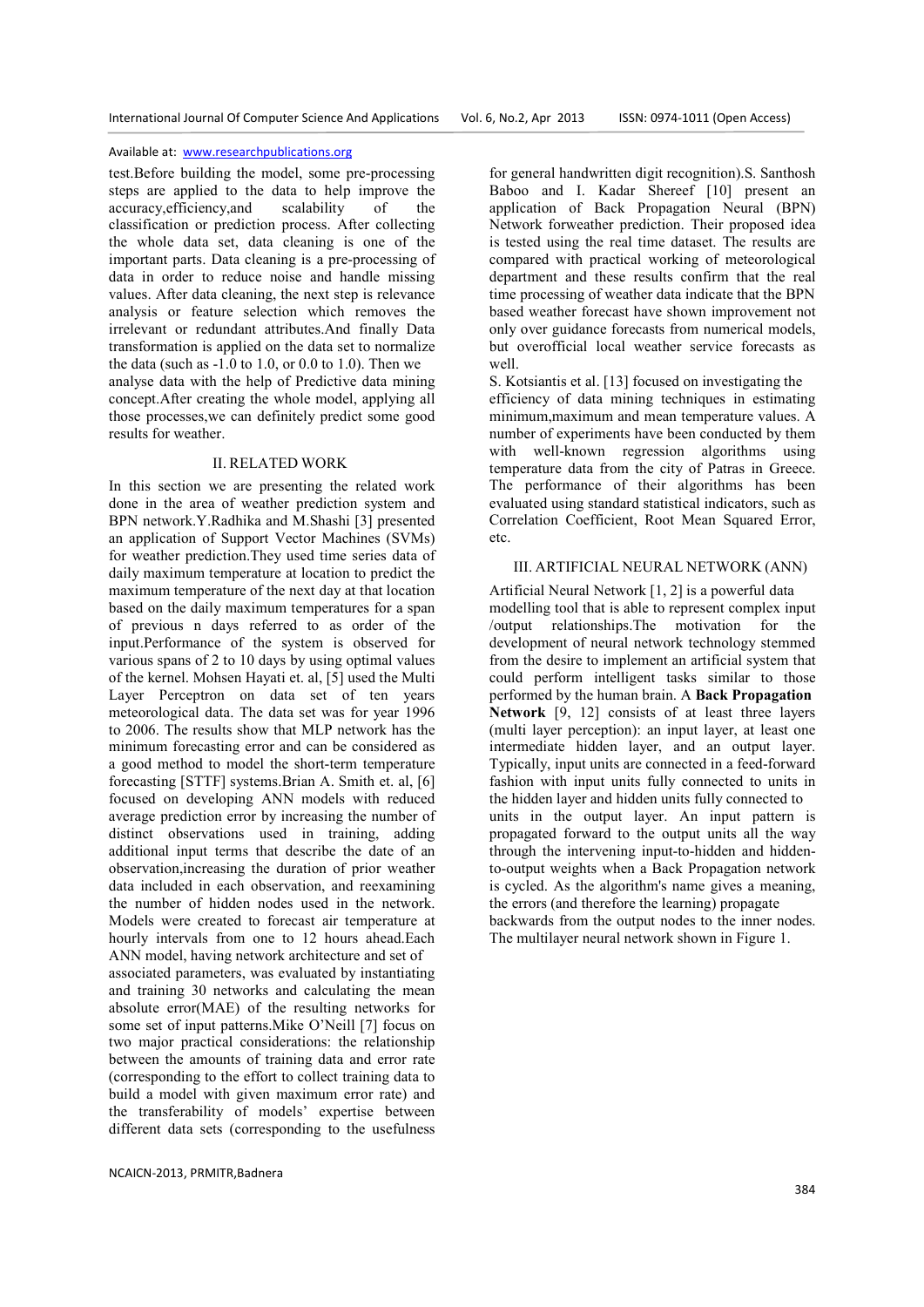test.Before building the model, some pre-processing steps are applied to the data to help improve the accuracy,efficiency,and scalability of the classification or prediction process. After collecting the whole data set, data cleaning is one of the important parts. Data cleaning is a pre-processing of data in order to reduce noise and handle missing values. After data cleaning, the next step is relevance analysis or feature selection which removes the irrelevant or redundant attributes.And finally Data transformation is applied on the data set to normalize the data (such as -1.0 to 1.0, or 0.0 to 1.0). Then we analyse data with the help of Predictive data mining concept.After creating the whole model, applying all those processes,we can definitely predict some good results for weather.

## II. RELATED WORK

In this section we are presenting the related work done in the area of weather prediction system and BPN network.Y.Radhika and M.Shashi [3] presented an application of Support Vector Machines (SVMs) for weather prediction.They used time series data of daily maximum temperature at location to predict the maximum temperature of the next day at that location based on the daily maximum temperatures for a span of previous n days referred to as order of the input.Performance of the system is observed for various spans of 2 to 10 days by using optimal values of the kernel. Mohsen Hayati et. al, [5] used the Multi Layer Perceptron on data set of ten years meteorological data. The data set was for year 1996 to 2006. The results show that MLP network has the minimum forecasting error and can be considered as a good method to model the short-term temperature forecasting [STTF] systems.Brian A. Smith et. al, [6] focused on developing ANN models with reduced average prediction error by increasing the number of distinct observations used in training, adding additional input terms that describe the date of an observation,increasing the duration of prior weather data included in each observation, and reexamining the number of hidden nodes used in the network. Models were created to forecast air temperature at hourly intervals from one to 12 hours ahead.Each ANN model, having network architecture and set of associated parameters, was evaluated by instantiating and training 30 networks and calculating the mean absolute error(MAE) of the resulting networks for some set of input patterns.Mike O'Neill [7] focus on two major practical considerations: the relationship between the amounts of training data and error rate (corresponding to the effort to collect training data to build a model with given maximum error rate) and the transferability of models' expertise between different data sets (corresponding to the usefulness for general handwritten digit recognition).S. Santhosh Baboo and I. Kadar Shereef [10] present an application of Back Propagation Neural (BPN) Network forweather prediction. Their proposed idea is tested using the real time dataset. The results are compared with practical working of meteorological department and these results confirm that the real time processing of weather data indicate that the BPN based weather forecast have shown improvement not only over guidance forecasts from numerical models, but overofficial local weather service forecasts as well.

S. Kotsiantis et al. [13] focused on investigating the efficiency of data mining techniques in estimating minimum,maximum and mean temperature values. A number of experiments have been conducted by them with well-known regression algorithms using temperature data from the city of Patras in Greece. The performance of their algorithms has been evaluated using standard statistical indicators, such as Correlation Coefficient, Root Mean Squared Error, etc.

## III. ARTIFICIAL NEURAL NETWORK (ANN)

Artificial Neural Network [1, 2] is a powerful data modelling tool that is able to represent complex input /output relationships.The motivation for the development of neural network technology stemmed from the desire to implement an artificial system that could perform intelligent tasks similar to those performed by the human brain. A **Back Propagation Network** [9, 12] consists of at least three layers (multi layer perception): an input layer, at least one intermediate hidden layer, and an output layer. Typically, input units are connected in a feed-forward fashion with input units fully connected to units in the hidden layer and hidden units fully connected to units in the output layer. An input pattern is propagated forward to the output units all the way through the intervening input-to-hidden and hidden-to-output weights when a Back Propagation network is cycled. As the algorithm's name gives a meaning, the errors (and therefore the learning) propagate backwards from the output nodes to the inner nodes. The multilayer neural network shown in Figure 1.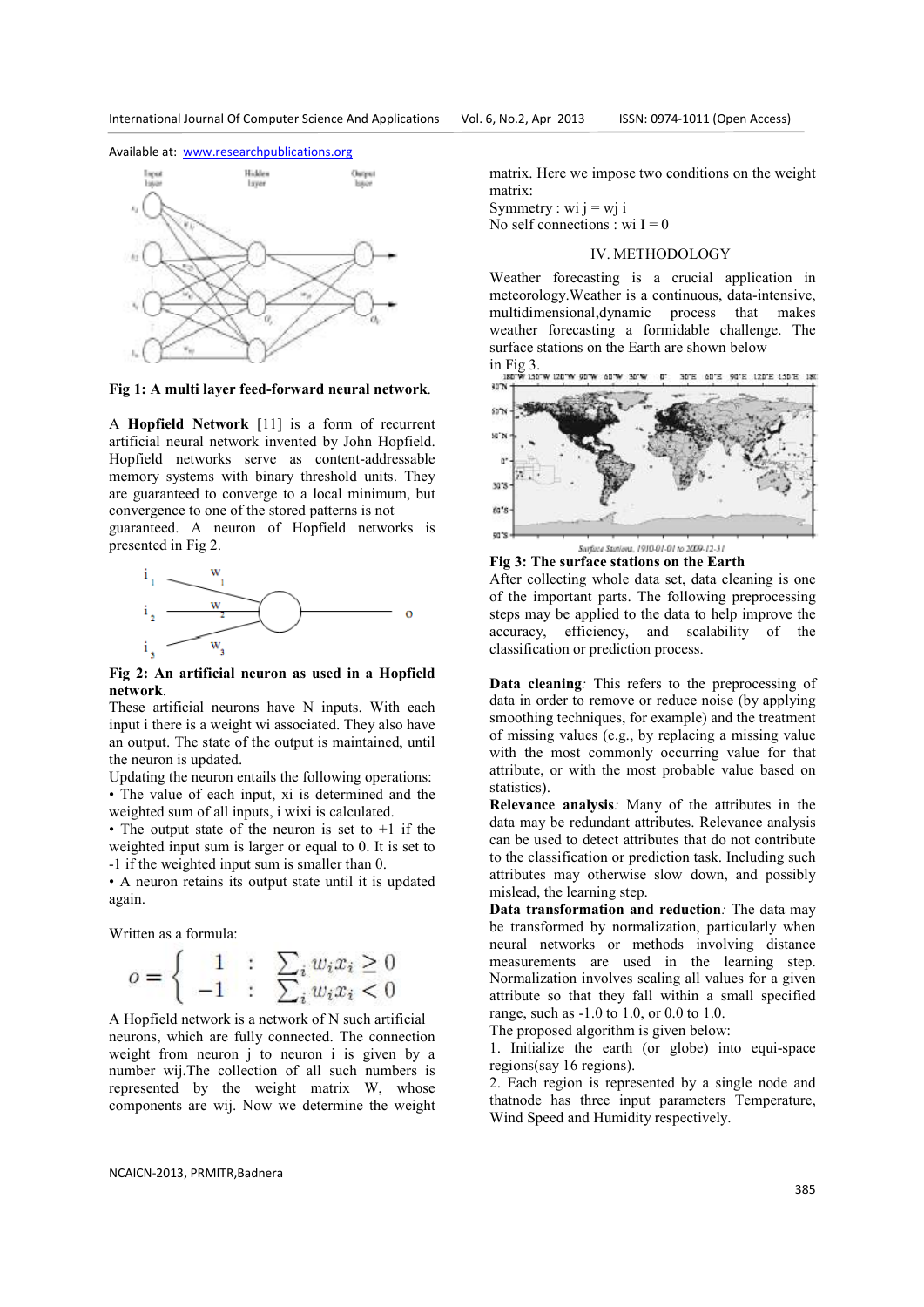Available at: www.researchpublications.org

**Fig 1: A multi layer feed-forward neural network**.

A **Hopfield Network** [11] is a form of recurrent artificial neural network invented by John Hopfield. Hopfield networks serve as content-addressable memory systems with binary threshold units. They are guaranteed to converge to a local minimum, but convergence to one of the stored patterns is not guaranteed. A neuron of Hopfield networks is presented in Fig 2.

**Fig 2: An artificial neuron as used in a Hopfield network**.

These artificial neurons have N inputs. With each input i there is a weight wi associated. They also have an output. The state of the output is maintained, until the neuron is updated.

Updating the neuron entails the following operations:

- The value of each input, xi is determined and the weighted sum of all inputs, i wixi is calculated.
- The output state of the neuron is set to +1 if the weighted input sum is larger or equal to 0. It is set to -1 if the weighted input sum is smaller than 0.
- A neuron retains its output state until it is updated again.

Written as a formula:

$$o = \begin{cases} 1 & : \sum_i w_i x_i \geq 0 \\ -1 & : \sum_i w_i x_i < 0 \end{cases}$$

A Hopfield network is a network of N such artificial neurons, which are fully connected. The connection weight from neuron j to neuron i is given by a number wij.The collection of all such numbers is represented by the weight matrix W, whose components are wij. Now we determine the weight matrix. Here we impose two conditions on the weight matrix:

Symmetry : wi j = wj i

No self connections : wi I = 0

## IV. METHODOLOGY

Weather forecasting is a crucial application in meteorology.Weather is a continuous, data-intensive, multidimensional,dynamic process that makes weather forecasting a formidable challenge. The surface stations on the Earth are shown below in Fig 3.

**Fig 3: The surface stations on the Earth**

After collecting whole data set, data cleaning is one of the important parts. The following preprocessing steps may be applied to the data to help improve the accuracy, efficiency, and scalability of the classification or prediction process.

**Data cleaning**: This refers to the preprocessing of data in order to remove or reduce noise (by applying smoothing techniques, for example) and the treatment of missing values (e.g., by replacing a missing value with the most commonly occurring value for that attribute, or with the most probable value based on statistics).

**Relevance analysis**: Many of the attributes in the data may be redundant attributes. Relevance analysis can be used to detect attributes that do not contribute to the classification or prediction task. Including such attributes may otherwise slow down, and possibly mislead, the learning step.

**Data transformation and reduction**: The data may be transformed by normalization, particularly when neural networks or methods involving distance measurements are used in the learning step. Normalization involves scaling all values for a given attribute so that they fall within a small specified range, such as -1.0 to 1.0, or 0.0 to 1.0.

The proposed algorithm is given below:

1. Initialize the earth (or globe) into equi-space regions(say 16 regions).
2. Each region is represented by a single node and thatnode has three input parameters Temperature, Wind Speed and Humidity respectively.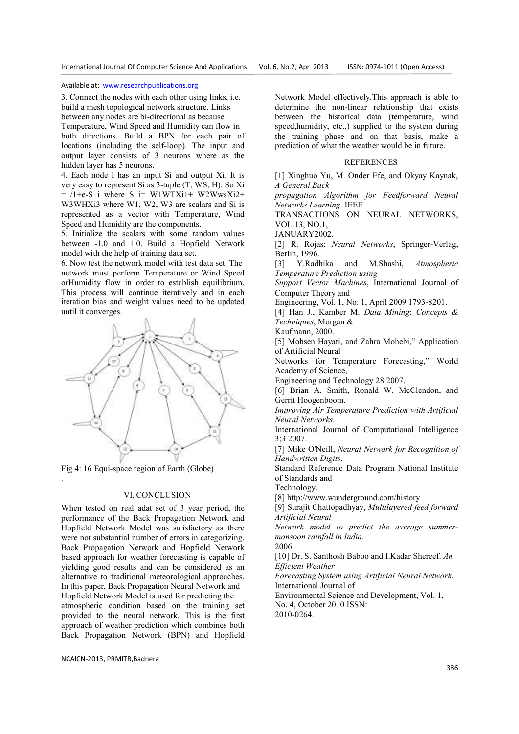3. Connect the nodes with each other using links, i.e. build a mesh topological network structure. Links between any nodes are bi-directional as because Temperature, Wind Speed and Humidity can flow in both directions. Build a BPN for each pair of locations (including the self-loop). The input and output layer consists of 3 neurons where as the hidden layer has 5 neurons.

4. Each node I has an input Si and output Xi. It is very easy to represent Si as 3-tuple (T, WS, H). So Xi =1/1+e-S i where S i= W1WTXi1+ W2WwsXi2+ W3WHXi3 where W1, W2, W3 are scalars and Si is represented as a vector with Temperature, Wind Speed and Humidity are the components.

5. Initialize the scalars with some random values between -1.0 and 1.0. Build a Hopfield Network model with the help of training data set.

6. Now test the network model with test data set. The network must perform Temperature or Wind Speed orHumidity flow in order to establish equilibrium. This process will continue iteratively and in each iteration bias and weight values need to be updated until it converges.

Fig 4: 16 Equi-space region of Earth (Globe)

.

## VI. CONCLUSION

When tested on real adat set of 3 year period, the performance of the Back Propagation Network and Hopfield Network Model was satisfactory as there were not substantial number of errors in categorizing. Back Propagation Network and Hopfield Network based approach for weather forecasting is capable of yielding good results and can be considered as an alternative to traditional meteorological approaches. In this paper, Back Propagation Neural Network and Hopfield Network Model is used for predicting the atmospheric condition based on the training set provided to the neural network. This is the first approach of weather prediction which combines both Back Propagation Network (BPN) and Hopfield Network Model effectively.This approach is able to determine the non-linear relationship that exists between the historical data (temperature, wind speed,humidity, etc.,) supplied to the system during the training phase and on that basis, make a prediction of what the weather would be in future.

## REFERENCES

[1] Xinghuo Yu, M. Onder Efe, and Okyay Kaynak, *A General Back propagation Algorithm for Feedforward Neural Networks Learning*. IEEE TRANSACTIONS ON NEURAL NETWORKS, VOL.13, NO.1, JANUARY2002.

[2] R. Rojas: *Neural Networks*, Springer-Verlag, Berlin, 1996.

[3] Y.Radhika and M.Shashi, *Atmospheric Temperature Prediction using Support Vector Machines*, International Journal of Computer Theory and Engineering, Vol. 1, No. 1, April 2009 1793-8201.

[4] Han J., Kamber M. *Data Mining*: *Concepts & Techniques*, Morgan & Kaufmann, 2000.

[5] Mohsen Hayati, and Zahra Mohebi," Application of Artificial Neural Networks for Temperature Forecasting," World Academy of Science, Engineering and Technology 28 2007.

[6] Brian A. Smith, Ronald W. McClendon, and Gerrit Hoogenboom. *Improving Air Temperature Prediction with Artificial Neural Networks*. International Journal of Computational Intelligence 3;3 2007.

[7] Mike O'Neill, *Neural Network for Recognition of Handwritten Digits*, Standard Reference Data Program National Institute of Standards and Technology.

[8] http://www.wunderground.com/history

[9] Surajit Chattopadhyay, *Multilayered feed forward Artificial Neural Network model to predict the average summer-monsoon rainfall in India.* 2006.

[10] Dr. S. Santhosh Baboo and I.Kadar Shereef. *An Efficient Weather Forecasting System using Artificial Neural Network*. International Journal of Environmental Science and Development, Vol. 1, No. 4, October 2010 ISSN: 2010-0264.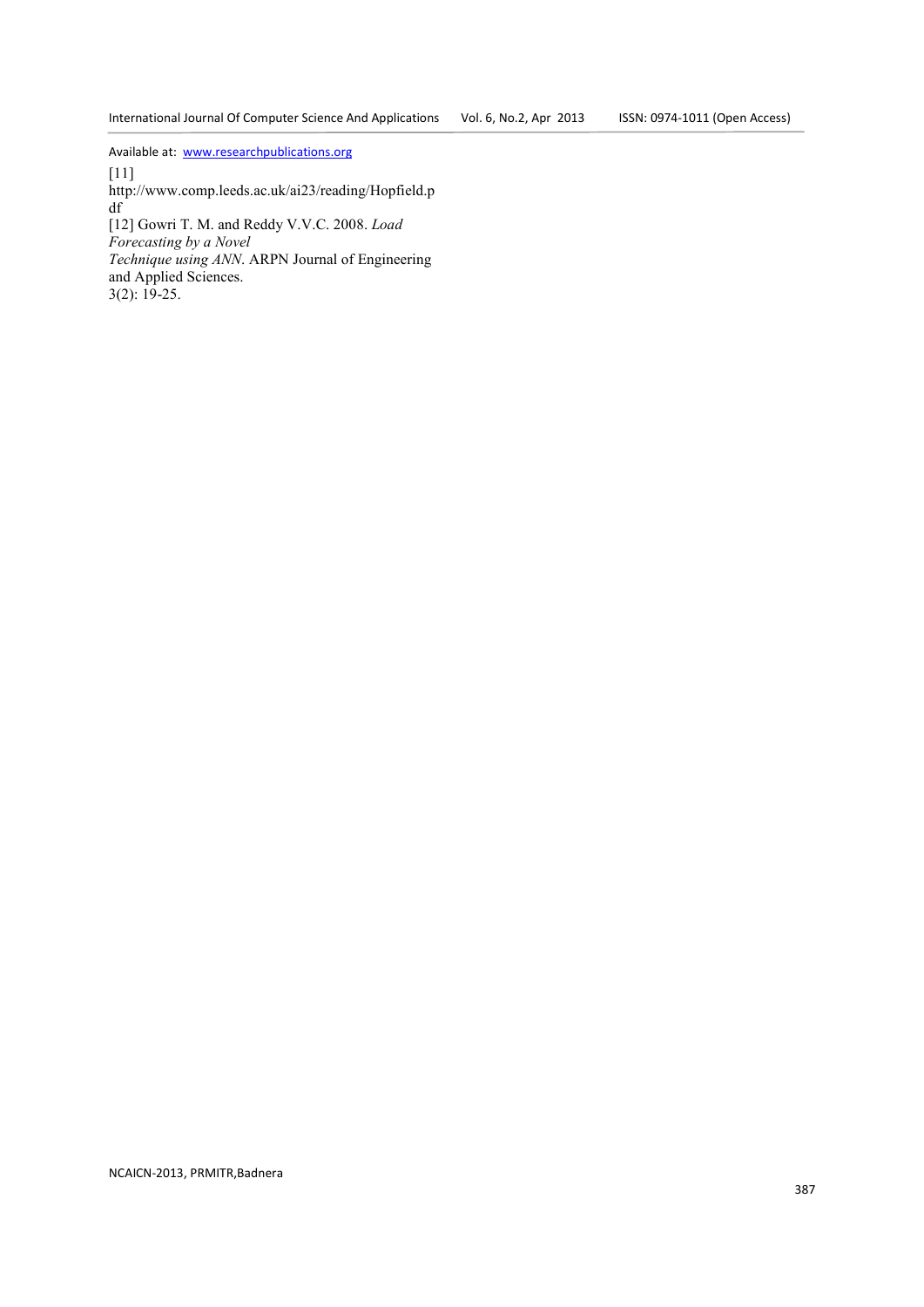[11] http://www.comp.leeds.ac.uk/ai23/reading/Hopfield.pdf

[12] Gowri T. M. and Reddy V.V.C. 2008. *Load Forecasting by a Novel Technique using ANN*. ARPN Journal of Engineering and Applied Sciences. 3(2): 19-25.